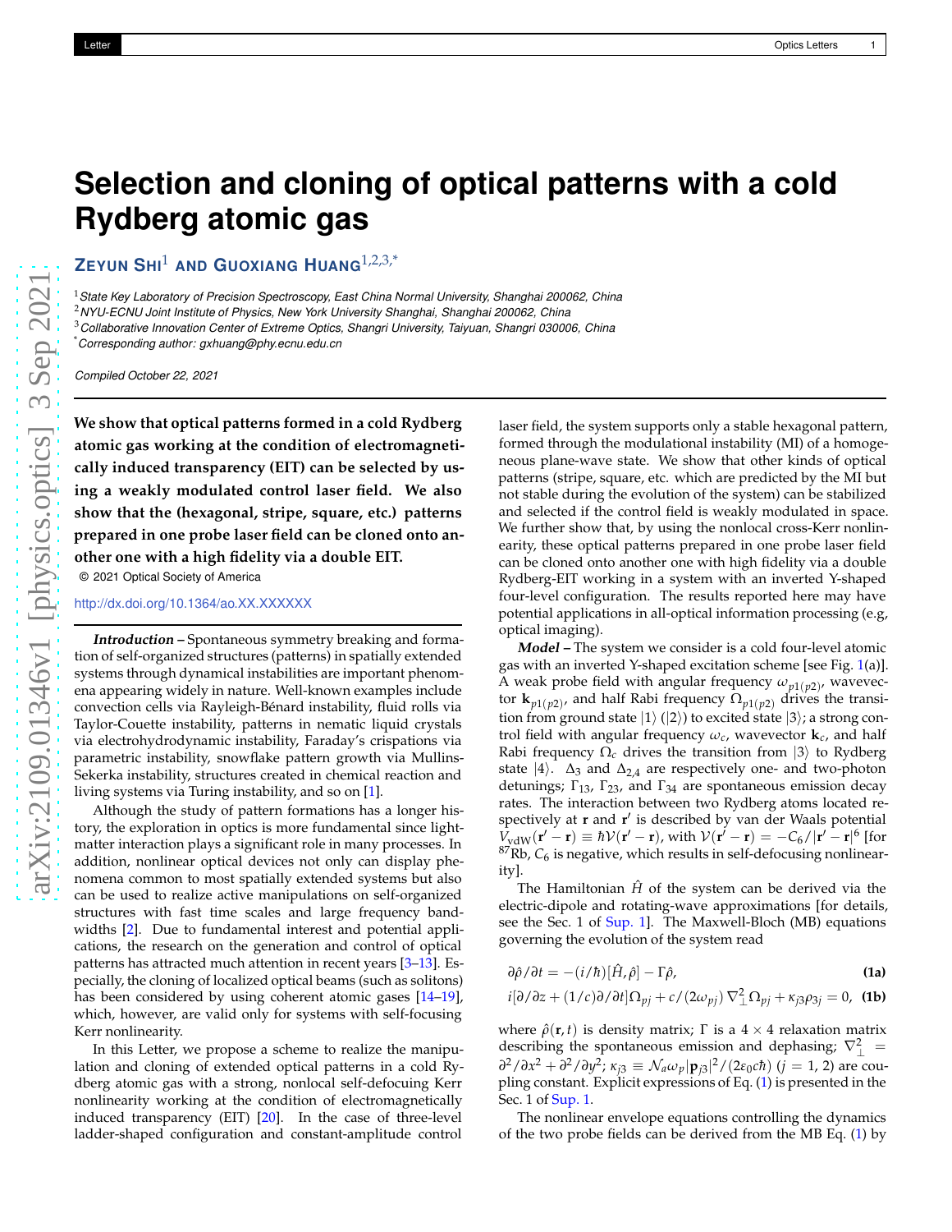# Selection and cloning of optical patterns with a cold Rydberg atomic gas

**Zeyun Shi**[1] **and Guoxiang Huang**[1,2,3,*]

[1] *State Key Laboratory of Precision Spectroscopy, East China Normal University, Shanghai 200062, China*
[2] *NYU-ECNU Joint Institute of Physics, New York University Shanghai, Shanghai 200062, China*
[3] *Collaborative Innovation Center of Extreme Optics, Shangri University, Taiyuan, Shangri 030006, China*
[*] *Corresponding author: gxhuang@phy.ecnu.edu.cn*

*Compiled October 22, 2021*

**We show that optical patterns formed in a cold Rydberg atomic gas working at the condition of electromagnetically induced transparency (EIT) can be selected by using a weakly modulated control laser field. We also show that the (hexagonal, stripe, square, etc.) patterns prepared in one probe laser field can be cloned onto another one with a high fidelity via a double EIT.**

© 2021 Optical Society of America

http://dx.doi.org/10.1364/ao.XX.XXXXXX

***Introduction –*** Spontaneous symmetry breaking and formation of self-organized structures (patterns) in spatially extended systems through dynamical instabilities are important phenomena appearing widely in nature. Well-known examples include convection cells via Rayleigh-Bénard instability, fluid rolls via Taylor-Couette instability, patterns in nematic liquid crystals via electrohydrodynamic instability, Faraday's crispations via parametric instability, snowflake pattern growth via Mullins-Sekerka instability, structures created in chemical reaction and living systems via Turing instability, and so on [1].

Although the study of pattern formations has a longer history, the exploration in optics is more fundamental since light-matter interaction plays a significant role in many processes. In addition, nonlinear optical devices not only can display phenomena common to most spatially extended systems but also can be used to realize active manipulations on self-organized structures with fast time scales and large frequency bandwidths [2]. Due to fundamental interest and potential applications, the research on the generation and control of optical patterns has attracted much attention in recent years [3–13]. Especially, the cloning of localized optical beams (such as solitons) has been considered by using coherent atomic gases [14–19], which, however, are valid only for systems with self-focusing Kerr nonlinearity.

In this Letter, we propose a scheme to realize the manipulation and cloning of extended optical patterns in a cold Rydberg atomic gas with a strong, nonlocal self-defocusing Kerr nonlinearity working at the condition of electromagnetically induced transparency (EIT) [20]. In the case of three-level ladder-shaped configuration and constant-amplitude control laser field, the system supports only a stable hexagonal pattern, formed through the modulational instability (MI) of a homogeneous plane-wave state. We show that other kinds of optical patterns (stripe, square, etc. which are predicted by the MI but not stable during the evolution of the system) can be stabilized and selected if the control field is weakly modulated in space. We further show that, by using the nonlocal cross-Kerr nonlinearity, these optical patterns prepared in one probe laser field can be cloned onto another one with high fidelity via a double Rydberg-EIT working in a system with an inverted Y-shaped four-level configuration. The results reported here may have potential applications in all-optical information processing (e.g, optical imaging).

***Model –*** The system we consider is a cold four-level atomic gas with an inverted Y-shaped excitation scheme [see Fig. 1(a)]. A weak probe field with angular frequency $\omega_{p1(p2)}$, wavevector $\mathbf{k}_{p1(p2)}$, and half Rabi frequency $\Omega_{p1(p2)}$ drives the transition from ground state $|1\rangle$ ($|2\rangle$) to excited state $|3\rangle$; a strong control field with angular frequency $\omega_c$, wavevector $\mathbf{k}_c$, and half Rabi frequency $\Omega_c$ drives the transition from $|3\rangle$ to Rydberg state $|4\rangle$. $\Delta_3$ and $\Delta_{2,4}$ are respectively one- and two-photon detunings; $\Gamma_{13}$, $\Gamma_{23}$, and $\Gamma_{34}$ are spontaneous emission decay rates. The interaction between two Rydberg atoms located respectively at $\mathbf{r}$ and $\mathbf{r}'$ is described by van der Waals potential $V_{\rm vdW}(\mathbf{r}'-\mathbf{r}) \equiv \hbar\mathcal{V}(\mathbf{r}'-\mathbf{r})$, with $\mathcal{V}(\mathbf{r}'-\mathbf{r}) = -C_6/|\mathbf{r}'-\mathbf{r}|^6$ [for $^{87}$Rb, $C_6$ is negative, which results in self-defocusing nonlinearity].

The Hamiltonian $\hat{H}$ of the system can be derived via the electric-dipole and rotating-wave approximations [for details, see the Sec. 1 of Sup. 1]. The Maxwell-Bloch (MB) equations governing the evolution of the system read

$$\partial\hat{\rho}/\partial t = -(i/\hbar)[\hat{H},\hat{\rho}] - \Gamma\hat{\rho}, \tag{1a}$$

$$i[\partial/\partial z + (1/c)\partial/\partial t]\Omega_{pj} + c/(2\omega_{pj})\,\nabla_\perp^2\Omega_{pj} + \kappa_{j3}\rho_{3j} = 0, \tag{1b}$$

where $\hat{\rho}(\mathbf{r},t)$ is density matrix; $\Gamma$ is a $4\times 4$ relaxation matrix describing the spontaneous emission and dephasing; $\nabla_\perp^2 = \partial^2/\partial x^2 + \partial^2/\partial y^2$; $\kappa_{j3} \equiv \mathcal{N}_a\omega_p|\mathbf{p}_{j3}|^2/(2\varepsilon_0 c\hbar)$ ($j = 1, 2$) are coupling constant. Explicit expressions of Eq. (1) is presented in the Sec. 1 of Sup. 1.

The nonlinear envelope equations controlling the dynamics of the two probe fields can be derived from the MB Eq. (1) by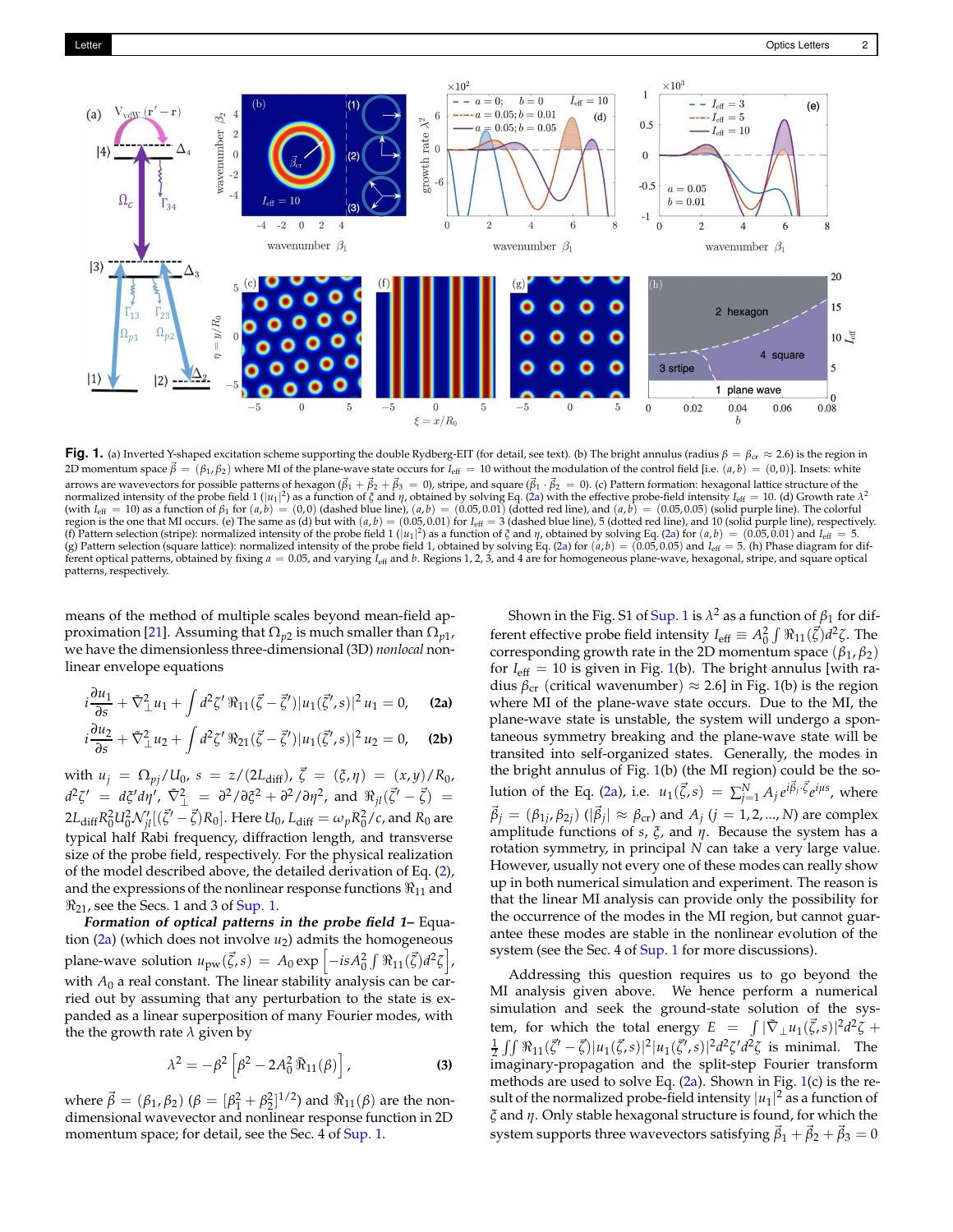(a)

$V_{vdW}(\mathbf{r}'-\mathbf{r})$

$|4\rangle$ $\Delta_4$

$\Omega_c$ $\Gamma_{34}$

$|3\rangle$ $\Delta_3$

$\Gamma_{13}$ $\Gamma_{23}$

$\Omega_{p1}$ $\Omega_{p2}$

$|1\rangle$ $|2\rangle$ $\Delta_2$

(b)

wavenumber $\beta_2$

4 2 0 -2 -4

$\beta_{cr}$

$I_{eff}=10$

(1) (2) (3)

-4 -2 0 2 4

wavenumber $\beta_1$

(d)

$\times 10^2$

growth rate $\lambda^2$

6 0 -6

$a=0;\quad b=0$

$a=0.05; b=0.01$

$a=0.05; b=0.05$

$I_{eff}=10$

0 2 4 6 8

wavenumber $\beta_1$

(e)

$\times 10^3$

1 0.5 0 -0.5 -1

$I_{eff}=3$

$I_{eff}=5$

$I_{eff}=10$

$a=0.05$

$b=0.01$

0 2 4 6 8

wavenumber $\beta_1$

(c) (f) (g)

$\eta=y/R_0$

5 0 -5

-5 0 5 -5 0 5 -5 0 5

$\xi=x/R_0$

(h)

2 hexagon

4 square

3 srtipe

1 plane wave

20 15 10 5 0

$I_{eff}$

0 0.02 0.04 0.06 0.08

b

**Fig. 1.** (a) Inverted Y-shaped excitation scheme supporting the double Rydberg-EIT (for detail, see text). (b) The bright annulus (radius $\beta=\beta_{cr}\approx 2.6$) is the region in 2D momentum space $\vec{\beta}=(\beta_1,\beta_2)$ where MI of the plane-wave state occurs for $I_{eff}=10$ without the modulation of the control field [i.e. $(a,b)=(0,0)$]. Insets: white arrows are wavevectors for possible patterns of hexagon ($\vec{\beta}_1+\vec{\beta}_2+\vec{\beta}_3=0$), stripe, and square ($\vec{\beta}_1\cdot\vec{\beta}_2=0$). (c) Pattern formation: hexagonal lattice structure of the normalized intensity of the probe field 1 ($|u_1|^2$) as a function of $\xi$ and $\eta$, obtained by solving Eq. (2a) with the effective probe-field intensity $I_{eff}=10$. (d) Growth rate $\lambda^2$ (with $I_{eff}=10$) as a function of $\beta_1$ for $(a,b)=(0,0)$ (dashed blue line), $(a,b)=(0.05,0.01)$ (dotted red line), and $(a,b)=(0.05,0.05)$ (solid purple line). The colorful region is the one that MI occurs. (e) The same as (d) but with $(a,b)=(0.05,0.01)$ for $I_{eff}=3$ (dashed blue line), 5 (dotted red line), and 10 (solid purple line), respectively. (f) Pattern selection (stripe): normalized intensity of the probe field 1 ($|u_1|^2$) as a function of $\xi$ and $\eta$, obtained by solving Eq. (2a) for $(a,b)=(0.05,0.01)$ and $I_{eff}=5$. (g) Pattern selection (square lattice): normalized intensity of the probe field 1, obtained by solving Eq. (2a) for $(a,b)=(0.05,0.05)$ and $I_{eff}=5$. (h) Phase diagram for different optical patterns, obtained by fixing $a=0.05$, and varying $I_{eff}$ and $b$. Regions 1, 2, 3, and 4 are for homogeneous plane-wave, hexagonal, stripe, and square optical patterns, respectively.

means of the method of multiple scales beyond mean-field approximation [21]. Assuming that $\Omega_{p2}$ is much smaller than $\Omega_{p1}$, we have the dimensionless three-dimensional (3D) *nonlocal* nonlinear envelope equations

$$i\frac{\partial u_1}{\partial s}+\tilde{\nabla}_\perp^2 u_1+\int d^2\zeta'\,\Re_{11}(\vec{\zeta}-\vec{\zeta}')|u_1(\vec{\zeta}',s)|^2 u_1=0, \tag{2a}$$

$$i\frac{\partial u_2}{\partial s}+\tilde{\nabla}_\perp^2 u_2+\int d^2\zeta'\,\Re_{21}(\vec{\zeta}-\vec{\zeta}')|u_1(\vec{\zeta}',s)|^2 u_2=0, \tag{2b}$$

with $u_j=\Omega_{pj}/U_0$, $s=z/(2L_{diff})$, $\vec{\zeta}=(\xi,\eta)=(x,y)/R_0$, $d^2\zeta'=d\xi' d\eta'$, $\tilde{\nabla}_\perp^2=\partial^2/\partial\xi^2+\partial^2/\partial\eta^2$, and $\Re_{jl}(\vec{\zeta}'-\vec{\zeta})=2L_{diff}R_0^2U_0^2\mathcal{N}_{jl}'[(\vec{\zeta}'-\vec{\zeta})R_0]$. Here $U_0$, $L_{diff}=\omega_p R_0^2/c$, and $R_0$ are typical half Rabi frequency, diffraction length, and transverse size of the probe field, respectively. For the physical realization of the model described above, the detailed derivation of Eq. (2), and the expressions of the nonlinear response functions $\Re_{11}$ and $\Re_{21}$, see the Secs. 1 and 3 of Sup. 1.

***Formation of optical patterns in the probe field 1–*** Equation (2a) (which does not involve $u_2$) admits the homogeneous plane-wave solution $u_{pw}(\vec{\zeta},s)=A_0\exp\left[-isA_0^2\int\Re_{11}(\vec{\zeta})d^2\zeta\right]$, with $A_0$ a real constant. The linear stability analysis can be carried out by assuming that any perturbation to the state is expanded as a linear superposition of many Fourier modes, with the the growth rate $\lambda$ given by

$$\lambda^2=-\beta^2\left[\beta^2-2A_0^2\tilde{\Re}_{11}(\beta)\right], \tag{3}$$

where $\vec{\beta}=(\beta_1,\beta_2)$ $(\beta=[\beta_1^2+\beta_2^2]^{1/2})$ and $\tilde{\Re}_{11}(\beta)$ are the nondimensional wavevector and nonlinear response function in 2D momentum space; for detail, see the Sec. 4 of Sup. 1.

Shown in the Fig. S1 of Sup. 1 is $\lambda^2$ as a function of $\beta_1$ for different effective probe field intensity $I_{eff}\equiv A_0^2\int\Re_{11}(\vec{\zeta})d^2\zeta$. The corresponding growth rate in the 2D momentum space $(\beta_1,\beta_2)$ for $I_{eff}=10$ is given in Fig. 1(b). The bright annulus [with radius $\beta_{cr}$ (critical wavenumber) $\approx 2.6$] in Fig. 1(b) is the region where MI of the plane-wave state occurs. Due to the MI, the plane-wave state is unstable, the system will undergo a spontaneous symmetry breaking and the plane-wave state will be transited into self-organized states. Generally, the modes in the bright annulus of Fig. 1(b) (the MI region) could be the solution of the Eq. (2a), i.e. $u_1(\vec{\zeta},s)=\sum_{j=1}^N A_j e^{i\vec{\beta}_j\cdot\vec{\zeta}}e^{i\mu s}$, where $\vec{\beta}_j=(\beta_{1j},\beta_{2j})$ $(|\vec{\beta}_j|\approx\beta_{cr})$ and $A_j$ $(j=1,2,...,N)$ are complex amplitude functions of $s$, $\xi$, and $\eta$. Because the system has a rotation symmetry, in principal $N$ can take a very large value. However, usually not every one of these modes can really show up in both numerical simulation and experiment. The reason is that the linear MI analysis can provide only the possibility for the occurrence of the modes in the MI region, but cannot guarantee these modes are stable in the nonlinear evolution of the system (see the Sec. 4 of Sup. 1 for more discussions).

Addressing this question requires us to go beyond the MI analysis given above. We hence perform a numerical simulation and seek the ground-state solution of the system, for which the total energy $E=\int|\tilde{\nabla}_\perp u_1(\vec{\zeta},s)|^2d^2\zeta+\frac{1}{2}\iint\Re_{11}(\vec{\zeta}'-\vec{\zeta})|u_1(\vec{\zeta},s)|^2|u_1(\vec{\zeta}',s)|^2d^2\zeta'd^2\zeta$ is minimal. The imaginary-propagation and the split-step Fourier transform methods are used to solve Eq. (2a). Shown in Fig. 1(c) is the result of the normalized probe-field intensity $|u_1|^2$ as a function of $\xi$ and $\eta$. Only stable hexagonal structure is found, for which the system supports three wavevectors satisfying $\vec{\beta}_1+\vec{\beta}_2+\vec{\beta}_3=0$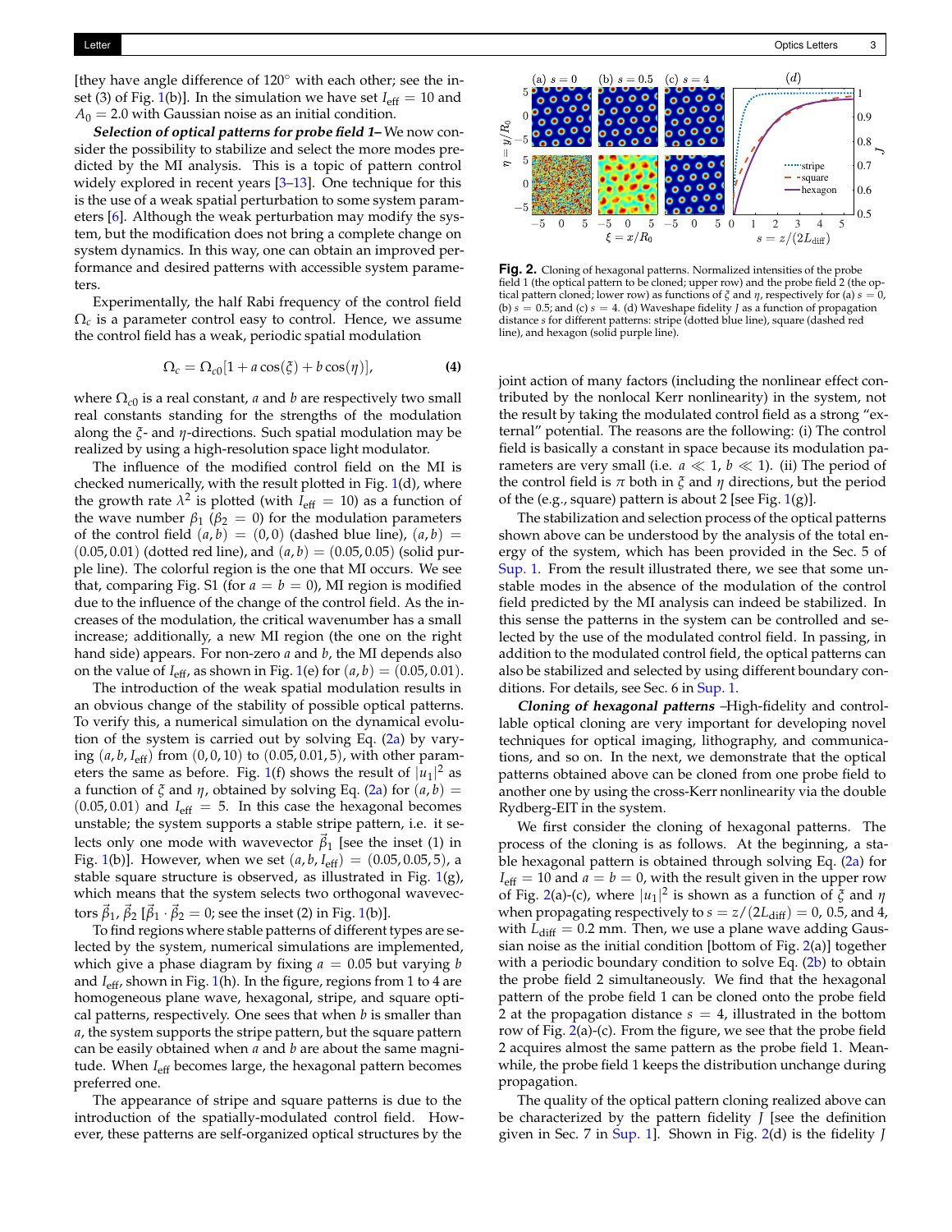[they have angle difference of 120° with each other; see the inset (3) of Fig. 1(b)]. In the simulation we have set $I_{\rm eff} = 10$ and $A_0 = 2.0$ with Gaussian noise as an initial condition.

***Selection of optical patterns for probe field 1–*** We now consider the possibility to stabilize and select the more modes predicted by the MI analysis. This is a topic of pattern control widely explored in recent years [3–13]. One technique for this is the use of a weak spatial perturbation to some system parameters [6]. Although the weak perturbation may modify the system, but the modification does not bring a complete change on system dynamics. In this way, one can obtain an improved performance and desired patterns with accessible system parameters.

Experimentally, the half Rabi frequency of the control field $\Omega_c$ is a parameter control easy to control. Hence, we assume the control field has a weak, periodic spatial modulation

$$\Omega_c = \Omega_{c0}[1 + a\cos(\xi) + b\cos(\eta)], \tag{4}$$

where $\Omega_{c0}$ is a real constant, $a$ and $b$ are respectively two small real constants standing for the strengths of the modulation along the $\xi$- and $\eta$-directions. Such spatial modulation may be realized by using a high-resolution space light modulator.

The influence of the modified control field on the MI is checked numerically, with the result plotted in Fig. 1(d), where the growth rate $\lambda^2$ is plotted (with $I_{\rm eff} = 10$) as a function of the wave number $\beta_1$ ($\beta_2 = 0$) for the modulation parameters of the control field $(a, b) = (0, 0)$ (dashed blue line), $(a, b) = (0.05, 0.01)$ (dotted red line), and $(a, b) = (0.05, 0.05)$ (solid purple line). The colorful region is the one that MI occurs. We see that, comparing Fig. S1 (for $a = b = 0$), MI region is modified due to the influence of the change of the control field. As the increases of the modulation, the critical wavenumber has a small increase; additionally, a new MI region (the one on the right hand side) appears. For non-zero $a$ and $b$, the MI depends also on the value of $I_{\rm eff}$, as shown in Fig. 1(e) for $(a, b) = (0.05, 0.01)$.

The introduction of the weak spatial modulation results in an obvious change of the stability of possible optical patterns. To verify this, a numerical simulation on the dynamical evolution of the system is carried out by solving Eq. (2a) by varying $(a, b, I_{\rm eff})$ from $(0, 0, 10)$ to $(0.05, 0.01, 5)$, with other parameters the same as before. Fig. 1(f) shows the result of $|u_1|^2$ as a function of $\xi$ and $\eta$, obtained by solving Eq. (2a) for $(a, b) = (0.05, 0.01)$ and $I_{\rm eff} = 5$. In this case the hexagonal becomes unstable; the system supports a stable stripe pattern, i.e. it selects only one mode with wavevector $\vec{\beta}_1$ [see the inset (1) in Fig. 1(b)]. However, when we set $(a, b, I_{\rm eff}) = (0.05, 0.05, 5)$, a stable square structure is observed, as illustrated in Fig. 1(g), which means that the system selects two orthogonal wavevectors $\vec{\beta}_1$, $\vec{\beta}_2$ [$\vec{\beta}_1 \cdot \vec{\beta}_2 = 0$; see the inset (2) in Fig. 1(b)].

To find regions where stable patterns of different types are selected by the system, numerical simulations are implemented, which give a phase diagram by fixing $a = 0.05$ but varying $b$ and $I_{\rm eff}$, shown in Fig. 1(h). In the figure, regions from 1 to 4 are homogeneous plane wave, hexagonal, stripe, and square optical patterns, respectively. One sees that when $b$ is smaller than $a$, the system supports the stripe pattern, but the square pattern can be easily obtained when $a$ and $b$ are about the same magnitude. When $I_{\rm eff}$ becomes large, the hexagonal pattern becomes preferred one.

The appearance of stripe and square patterns is due to the introduction of the spatially-modulated control field. However, these patterns are self-organized optical structures by the joint action of many factors (including the nonlinear effect contributed by the nonlocal Kerr nonlinearity) in the system, not the result by taking the modulated control field as a strong "external" potential. The reasons are the following: (i) The control field is basically a constant in space because its modulation parameters are very small (i.e. $a \ll 1$, $b \ll 1$). (ii) The period of the control field is $\pi$ both in $\xi$ and $\eta$ directions, but the period of the (e.g., square) pattern is about 2 [see Fig. 1(g)].

The stabilization and selection process of the optical patterns shown above can be understood by the analysis of the total energy of the system, which has been provided in the Sec. 5 of Sup. 1. From the result illustrated there, we see that some unstable modes in the absence of the modulation of the control field predicted by the MI analysis can indeed be stabilized. In this sense the patterns in the system can be controlled and selected by the use of the modulated control field. In passing, in addition to the modulated control field, the optical patterns can also be stabilized and selected by using different boundary conditions. For details, see Sec. 6 in Sup. 1.

(a) $s = 0$ (b) $s = 0.5$ (c) $s = 4$ (d)

$\eta = y/R_0$

$\xi = x/R_0$

$s = z/(2L_{\rm diff})$

$J$

stripe
square
hexagon

**Fig. 2.** Cloning of hexagonal patterns. Normalized intensities of the probe field 1 (the optical pattern to be cloned; upper row) and the probe field 2 (the optical pattern cloned; lower row) as functions of $\xi$ and $\eta$, respectively for (a) $s = 0$, (b) $s = 0.5$; and (c) $s = 4$. (d) Waveshape fidelity $J$ as a function of propagation distance $s$ for different patterns: stripe (dotted blue line), square (dashed red line), and hexagon (solid purple line).

***Cloning of hexagonal patterns*** –High-fidelity and controllable optical cloning are very important for developing novel techniques for optical imaging, lithography, and communications, and so on. In the next, we demonstrate that the optical patterns obtained above can be cloned from one probe field to another one by using the cross-Kerr nonlinearity via the double Rydberg-EIT in the system.

We first consider the cloning of hexagonal patterns. The process of the cloning is as follows. At the beginning, a stable hexagonal pattern is obtained through solving Eq. (2a) for $I_{\rm eff} = 10$ and $a = b = 0$, with the result given in the upper row of Fig. 2(a)-(c), where $|u_1|^2$ is shown as a function of $\xi$ and $\eta$ when propagating respectively to $s = z/(2L_{\rm diff}) = 0$, 0.5, and 4, with $L_{\rm diff} = 0.2$ mm. Then, we use a plane wave adding Gaussian noise as the initial condition [bottom of Fig. 2(a)] together with a periodic boundary condition to solve Eq. (2b) to obtain the probe field 2 simultaneously. We find that the hexagonal pattern of the probe field 1 can be cloned onto the probe field 2 at the propagation distance $s = 4$, illustrated in the bottom row of Fig. 2(a)-(c). From the figure, we see that the probe field 2 acquires almost the same pattern as the probe field 1. Meanwhile, the probe field 1 keeps the distribution unchange during propagation.

The quality of the optical pattern cloning realized above can be characterized by the pattern fidelity $J$ [see the definition given in Sec. 7 in Sup. 1]. Shown in Fig. 2(d) is the fidelity $J$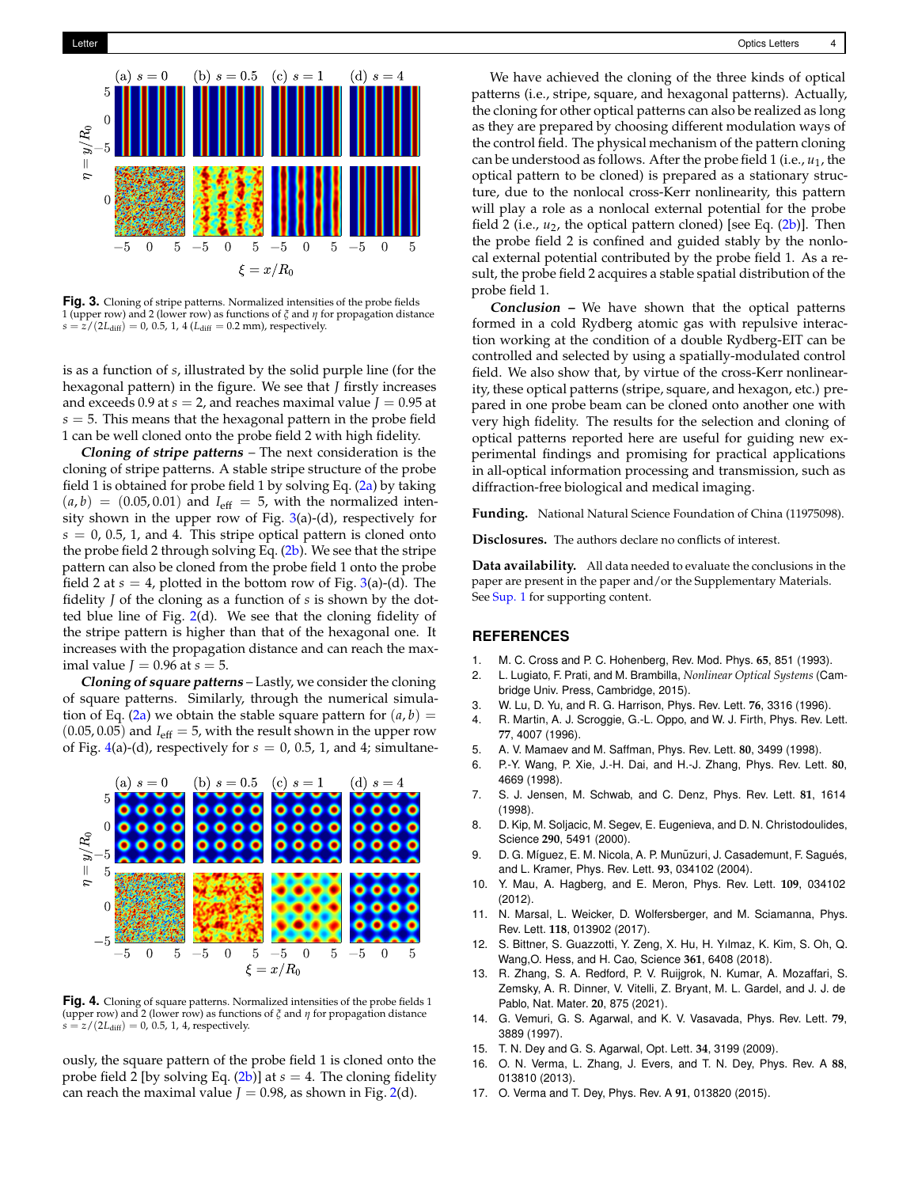(a) $s=0$ (b) $s=0.5$ (c) $s=1$ (d) $s=4$

$\eta = y/R_0$

$\xi = x/R_0$

**Fig. 3.** Cloning of stripe patterns. Normalized intensities of the probe fields 1 (upper row) and 2 (lower row) as functions of $\xi$ and $\eta$ for propagation distance $s = z/(2L_{\rm diff}) = 0$, 0.5, 1, 4 ($L_{\rm diff} = 0.2$ mm), respectively.

is as a function of $s$, illustrated by the solid purple line (for the hexagonal pattern) in the figure. We see that $J$ firstly increases and exceeds 0.9 at $s = 2$, and reaches maximal value $J = 0.95$ at $s = 5$. This means that the hexagonal pattern in the probe field 1 can be well cloned onto the probe field 2 with high fidelity.

***Cloning of stripe patterns*** – The next consideration is the cloning of stripe patterns. A stable stripe structure of the probe field 1 is obtained for probe field 1 by solving Eq. (2a) by taking $(a, b) = (0.05, 0.01)$ and $I_{\rm eff} = 5$, with the normalized intensity shown in the upper row of Fig. 3(a)-(d), respectively for $s = 0$, 0.5, 1, and 4. This stripe optical pattern is cloned onto the probe field 2 through solving Eq. (2b). We see that the stripe pattern can also be cloned from the probe field 1 onto the probe field 2 at $s = 4$, plotted in the bottom row of Fig. 3(a)-(d). The fidelity $J$ of the cloning as a function of $s$ is shown by the dotted blue line of Fig. 2(d). We see that the cloning fidelity of the stripe pattern is higher than that of the hexagonal one. It increases with the propagation distance and can reach the maximal value $J = 0.96$ at $s = 5$.

***Cloning of square patterns*** – Lastly, we consider the cloning of square patterns. Similarly, through the numerical simulation of Eq. (2a) we obtain the stable square pattern for $(a, b) = (0.05, 0.05)$ and $I_{\rm eff} = 5$, with the result shown in the upper row of Fig. 4(a)-(d), respectively for $s = 0$, 0.5, 1, and 4; simultaneously, the square pattern of the probe field 1 is cloned onto the probe field 2 [by solving Eq. (2b)] at $s = 4$. The cloning fidelity can reach the maximal value $J = 0.98$, as shown in Fig. 2(d).

(a) $s=0$ (b) $s=0.5$ (c) $s=1$ (d) $s=4$

$\eta = y/R_0$

$\xi = x/R_0$

**Fig. 4.** Cloning of square patterns. Normalized intensities of the probe fields 1 (upper row) and 2 (lower row) as functions of $\xi$ and $\eta$ for propagation distance $s = z/(2L_{\rm diff}) = 0$, 0.5, 1, 4, respectively.

We have achieved the cloning of the three kinds of optical patterns (i.e., stripe, square, and hexagonal patterns). Actually, the cloning for other optical patterns can also be realized as long as they are prepared by choosing different modulation ways of the control field. The physical mechanism of the pattern cloning can be understood as follows. After the probe field 1 (i.e., $u_1$, the optical pattern to be cloned) is prepared as a stationary structure, due to the nonlocal cross-Kerr nonlinearity, this pattern will play a role as a nonlocal external potential for the probe field 2 (i.e., $u_2$, the optical pattern cloned) [see Eq. (2b)]. Then the probe field 2 is confined and guided stably by the nonlocal external potential contributed by the probe field 1. As a result, the probe field 2 acquires a stable spatial distribution of the probe field 1.

***Conclusion*** – We have shown that the optical patterns formed in a cold Rydberg atomic gas with repulsive interaction working at the condition of a double Rydberg-EIT can be controlled and selected by using a spatially-modulated control field. We also show that, by virtue of the cross-Kerr nonlinearity, these optical patterns (stripe, square, and hexagon, etc.) prepared in one probe beam can be cloned onto another one with very high fidelity. The results for the selection and cloning of optical patterns reported here are useful for guiding new experimental findings and promising for practical applications in all-optical information processing and transmission, such as diffraction-free biological and medical imaging.

**Funding.** National Natural Science Foundation of China (11975098).

**Disclosures.** The authors declare no conflicts of interest.

**Data availability.** All data needed to evaluate the conclusions in the paper are present in the paper and/or the Supplementary Materials. See Sup. 1 for supporting content.

## REFERENCES

1. M. C. Cross and P. C. Hohenberg, Rev. Mod. Phys. **65**, 851 (1993).
2. L. Lugiato, F. Prati, and M. Brambilla, *Nonlinear Optical Systems* (Cambridge Univ. Press, Cambridge, 2015).
3. W. Lu, D. Yu, and R. G. Harrison, Phys. Rev. Lett. **76**, 3316 (1996).
4. R. Martin, A. J. Scroggie, G.-L. Oppo, and W. J. Firth, Phys. Rev. Lett. **77**, 4007 (1996).
5. A. V. Mamaev and M. Saffman, Phys. Rev. Lett. **80**, 3499 (1998).
6. P.-Y. Wang, P. Xie, J.-H. Dai, and H.-J. Zhang, Phys. Rev. Lett. **80**, 4669 (1998).
7. S. J. Jensen, M. Schwab, and C. Denz, Phys. Rev. Lett. **81**, 1614 (1998).
8. D. Kip, M. Soljacic, M. Segev, E. Eugenieva, and D. N. Christodoulides, Science **290**, 5491 (2000).
9. D. G. Míguez, E. M. Nicola, A. P. Munũzuri, J. Casademunt, F. Sagués, and L. Kramer, Phys. Rev. Lett. **93**, 034102 (2004).
10. Y. Mau, A. Hagberg, and E. Meron, Phys. Rev. Lett. **109**, 034102 (2012).
11. N. Marsal, L. Weicker, D. Wolfersberger, and M. Sciamanna, Phys. Rev. Lett. **118**, 013902 (2017).
12. S. Bittner, S. Guazzotti, Y. Zeng, X. Hu, H. Yılmaz, K. Kim, S. Oh, Q. Wang,O. Hess, and H. Cao, Science **361**, 6408 (2018).
13. R. Zhang, S. A. Redford, P. V. Ruijgrok, N. Kumar, A. Mozaffari, S. Zemsky, A. R. Dinner, V. Vitelli, Z. Bryant, M. L. Gardel, and J. J. de Pablo, Nat. Mater. **20**, 875 (2021).
14. G. Vemuri, G. S. Agarwal, and K. V. Vasavada, Phys. Rev. Lett. **79**, 3889 (1997).
15. T. N. Dey and G. S. Agarwal, Opt. Lett. **34**, 3199 (2009).
16. O. N. Verma, L. Zhang, J. Evers, and T. N. Dey, Phys. Rev. A **88**, 013810 (2013).
17. O. Verma and T. Dey, Phys. Rev. A **91**, 013820 (2015).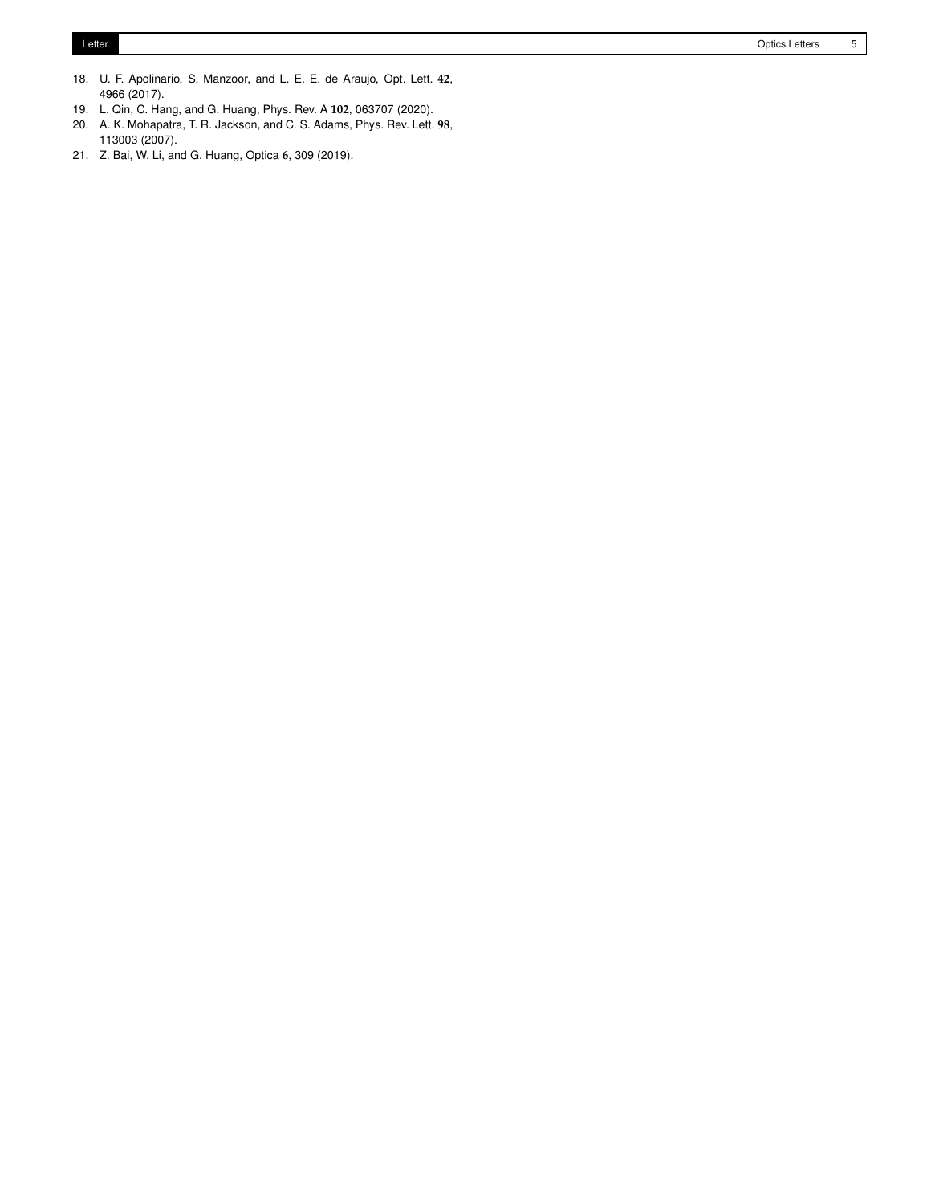18. U. F. Apolinario, S. Manzoor, and L. E. E. de Araujo, Opt. Lett. **42**, 4966 (2017).
19. L. Qin, C. Hang, and G. Huang, Phys. Rev. A **102**, 063707 (2020).
20. A. K. Mohapatra, T. R. Jackson, and C. S. Adams, Phys. Rev. Lett. **98**, 113003 (2007).
21. Z. Bai, W. Li, and G. Huang, Optica **6**, 309 (2019).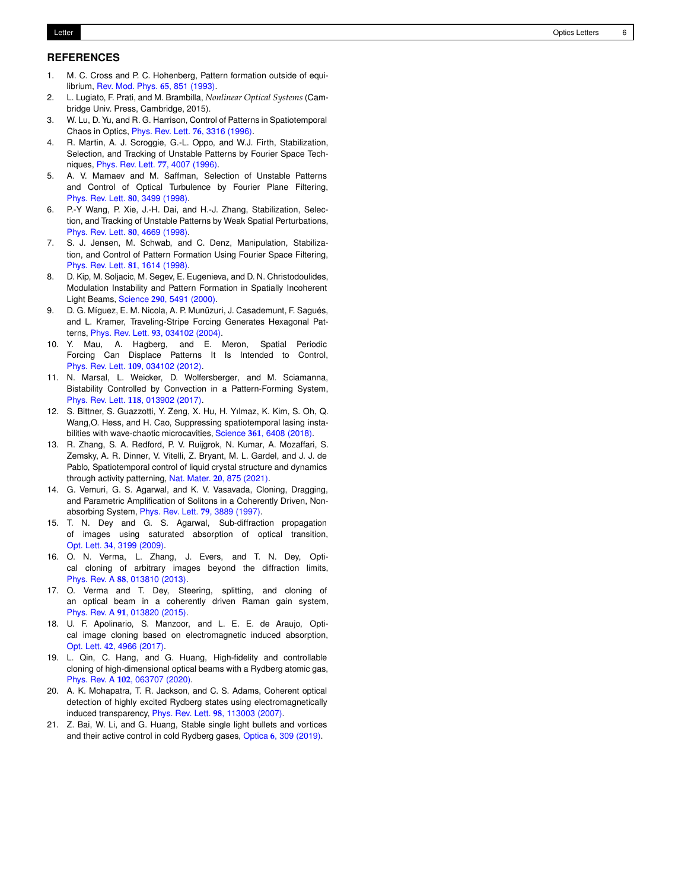## REFERENCES

1. M. C. Cross and P. C. Hohenberg, Pattern formation outside of equilibrium, Rev. Mod. Phys. **65**, 851 (1993).
2. L. Lugiato, F. Prati, and M. Brambilla, *Nonlinear Optical Systems* (Cambridge Univ. Press, Cambridge, 2015).
3. W. Lu, D. Yu, and R. G. Harrison, Control of Patterns in Spatiotemporal Chaos in Optics, Phys. Rev. Lett. **76**, 3316 (1996).
4. R. Martin, A. J. Scroggie, G.-L. Oppo, and W.J. Firth, Stabilization, Selection, and Tracking of Unstable Patterns by Fourier Space Techniques, Phys. Rev. Lett. **77**, 4007 (1996).
5. A. V. Mamaev and M. Saffman, Selection of Unstable Patterns and Control of Optical Turbulence by Fourier Plane Filtering, Phys. Rev. Lett. **80**, 3499 (1998).
6. P.-Y Wang, P. Xie, J.-H. Dai, and H.-J. Zhang, Stabilization, Selection, and Tracking of Unstable Patterns by Weak Spatial Perturbations, Phys. Rev. Lett. **80**, 4669 (1998).
7. S. J. Jensen, M. Schwab, and C. Denz, Manipulation, Stabilization, and Control of Pattern Formation Using Fourier Space Filtering, Phys. Rev. Lett. **81**, 1614 (1998).
8. D. Kip, M. Soljacic, M. Segev, E. Eugenieva, and D. N. Christodoulides, Modulation Instability and Pattern Formation in Spatially Incoherent Light Beams, Science **290**, 5491 (2000).
9. D. G. Míguez, E. M. Nicola, A. P. Munũzuri, J. Casademunt, F. Sagués, and L. Kramer, Traveling-Stripe Forcing Generates Hexagonal Patterns, Phys. Rev. Lett. **93**, 034102 (2004).
10. Y. Mau, A. Hagberg, and E. Meron, Spatial Periodic Forcing Can Displace Patterns It Is Intended to Control, Phys. Rev. Lett. **109**, 034102 (2012).
11. N. Marsal, L. Weicker, D. Wolfersberger, and M. Sciamanna, Bistability Controlled by Convection in a Pattern-Forming System, Phys. Rev. Lett. **118**, 013902 (2017).
12. S. Bittner, S. Guazzotti, Y. Zeng, X. Hu, H. Yılmaz, K. Kim, S. Oh, Q. Wang,O. Hess, and H. Cao, Suppressing spatiotemporal lasing instabilities with wave-chaotic microcavities, Science **361**, 6408 (2018).
13. R. Zhang, S. A. Redford, P. V. Ruijgrok, N. Kumar, A. Mozaffari, S. Zemsky, A. R. Dinner, V. Vitelli, Z. Bryant, M. L. Gardel, and J. J. de Pablo, Spatiotemporal control of liquid crystal structure and dynamics through activity patterning, Nat. Mater. **20**, 875 (2021).
14. G. Vemuri, G. S. Agarwal, and K. V. Vasavada, Cloning, Dragging, and Parametric Amplification of Solitons in a Coherently Driven, Nonabsorbing System, Phys. Rev. Lett. **79**, 3889 (1997).
15. T. N. Dey and G. S. Agarwal, Sub-diffraction propagation of images using saturated absorption of optical transition, Opt. Lett. **34**, 3199 (2009).
16. O. N. Verma, L. Zhang, J. Evers, and T. N. Dey, Optical cloning of arbitrary images beyond the diffraction limits, Phys. Rev. A **88**, 013810 (2013).
17. O. Verma and T. Dey, Steering, splitting, and cloning of an optical beam in a coherently driven Raman gain system, Phys. Rev. A **91**, 013820 (2015).
18. U. F. Apolinario, S. Manzoor, and L. E. E. de Araujo, Optical image cloning based on electromagnetic induced absorption, Opt. Lett. **42**, 4966 (2017).
19. L. Qin, C. Hang, and G. Huang, High-fidelity and controllable cloning of high-dimensional optical beams with a Rydberg atomic gas, Phys. Rev. A **102**, 063707 (2020).
20. A. K. Mohapatra, T. R. Jackson, and C. S. Adams, Coherent optical detection of highly excited Rydberg states using electromagnetically induced transparency, Phys. Rev. Lett. **98**, 113003 (2007).
21. Z. Bai, W. Li, and G. Huang, Stable single light bullets and vortices and their active control in cold Rydberg gases, Optica **6**, 309 (2019).